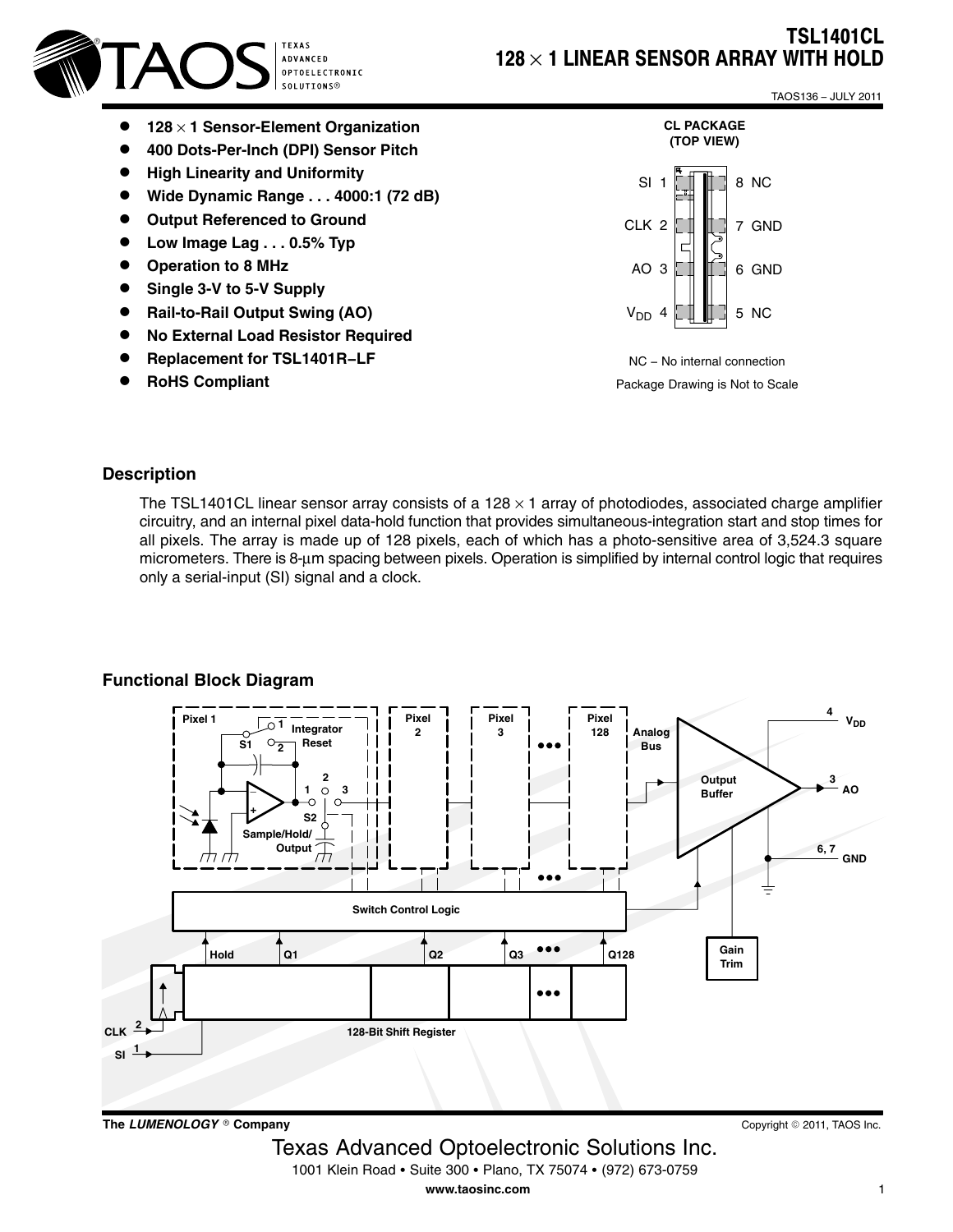# TSL1401CL
# 128 × 1 LINEAR SENSOR ARRAY WITH HOLD

TAOS136 – JULY 2011

- **128 × 1 Sensor-Element Organization**
- **400 Dots-Per-Inch (DPI) Sensor Pitch**
- **High Linearity and Uniformity**
- **Wide Dynamic Range . . . 4000:1 (72 dB)**
- **Output Referenced to Ground**
- **Low Image Lag . . . 0.5% Typ**
- **Operation to 8 MHz**
- **Single 3-V to 5-V Supply**
- **Rail-to-Rail Output Swing (AO)**
- **No External Load Resistor Required**
- **Replacement for TSL1401R–LF**
- **RoHS Compliant**

**CL PACKAGE (TOP VIEW)**

| Pin | Name | Pin | Name |
|---|---|---|---|
| 1 | SI | 8 | NC |
| 2 | CLK | 7 | GND |
| 3 | AO | 6 | GND |
| 4 | $V_{DD}$ | 5 | NC |

NC – No internal connection

Package Drawing is Not to Scale

## Description

The TSL1401CL linear sensor array consists of a 128 × 1 array of photodiodes, associated charge amplifier circuitry, and an internal pixel data-hold function that provides simultaneous-integration start and stop times for all pixels. The array is made up of 128 pixels, each of which has a photo-sensitive area of 3,524.3 square micrometers. There is 8-μm spacing between pixels. Operation is simplified by internal control logic that requires only a serial-input (SI) signal and a clock.

## Functional Block Diagram

Pixel 1, Integrator Reset, S1, Sample/Hold/Output, S2, Pixel 2, Pixel 3, Pixel 128, Analog Bus, Output Buffer, Gain Trim, Switch Control Logic, Hold, Q1, Q2, Q3, Q128, 128-Bit Shift Register, CLK 2, SI 1, 4 $V_{DD}$, 3 AO, 6, 7 GND

The *LUMENOLOGY* ® Company

Copyright © 2011, TAOS Inc.

Texas Advanced Optoelectronic Solutions Inc.

1001 Klein Road • Suite 300 • Plano, TX 75074 • (972) 673-0759

**www.taosinc.com**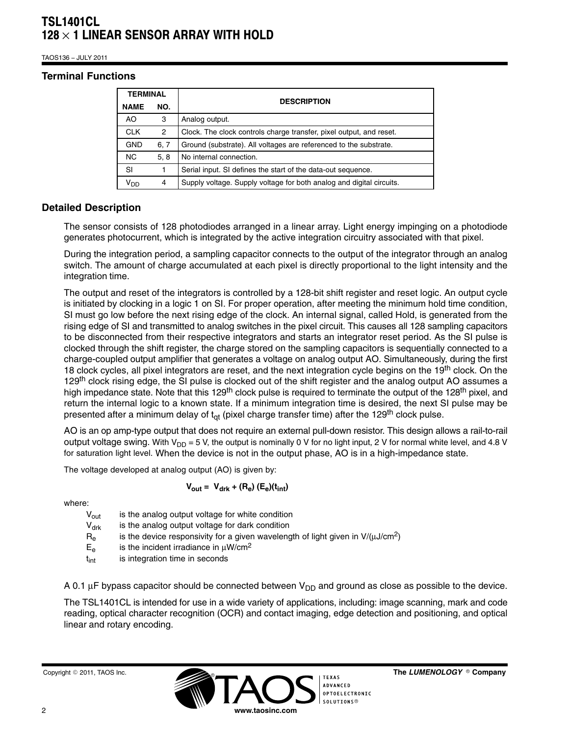## Terminal Functions

| TERMINAL | | DESCRIPTION |
|---|---|---|
| NAME | NO. | |
| AO | 3 | Analog output. |
| CLK | 2 | Clock. The clock controls charge transfer, pixel output, and reset. |
| GND | 6, 7 | Ground (substrate). All voltages are referenced to the substrate. |
| NC | 5, 8 | No internal connection. |
| SI | 1 | Serial input. SI defines the start of the data-out sequence. |
| $V_{DD}$ | 4 | Supply voltage. Supply voltage for both analog and digital circuits. |

## Detailed Description

The sensor consists of 128 photodiodes arranged in a linear array. Light energy impinging on a photodiode generates photocurrent, which is integrated by the active integration circuitry associated with that pixel.

During the integration period, a sampling capacitor connects to the output of the integrator through an analog switch. The amount of charge accumulated at each pixel is directly proportional to the light intensity and the integration time.

The output and reset of the integrators is controlled by a 128-bit shift register and reset logic. An output cycle is initiated by clocking in a logic 1 on SI. For proper operation, after meeting the minimum hold time condition, SI must go low before the next rising edge of the clock. An internal signal, called Hold, is generated from the rising edge of SI and transmitted to analog switches in the pixel circuit. This causes all 128 sampling capacitors to be disconnected from their respective integrators and starts an integrator reset period. As the SI pulse is clocked through the shift register, the charge stored on the sampling capacitors is sequentially connected to a charge-coupled output amplifier that generates a voltage on analog output AO. Simultaneously, during the first 18 clock cycles, all pixel integrators are reset, and the next integration cycle begins on the 19th clock. On the 129th clock rising edge, the SI pulse is clocked out of the shift register and the analog output AO assumes a high impedance state. Note that this 129th clock pulse is required to terminate the output of the 128th pixel, and return the internal logic to a known state. If a minimum integration time is desired, the next SI pulse may be presented after a minimum delay of $t_{qt}$ (pixel charge transfer time) after the 129th clock pulse.

AO is an op amp-type output that does not require an external pull-down resistor. This design allows a rail-to-rail output voltage swing. With $V_{DD}$ = 5 V, the output is nominally 0 V for no light input, 2 V for normal white level, and 4.8 V for saturation light level. When the device is not in the output phase, AO is in a high-impedance state.

The voltage developed at analog output (AO) is given by:

$$V_{out} = V_{drk} + (R_e)(E_e)(t_{int})$$

where:

- $V_{out}$ is the analog output voltage for white condition
- $V_{drk}$ is the analog output voltage for dark condition
- $R_e$ is the device responsivity for a given wavelength of light given in V/(μJ/cm$^2$)
- $E_e$ is the incident irradiance in μW/cm$^2$
- $t_{int}$ is integration time in seconds

A 0.1 μF bypass capacitor should be connected between $V_{DD}$ and ground as close as possible to the device.

The TSL1401CL is intended for use in a wide variety of applications, including: image scanning, mark and code reading, optical character recognition (OCR) and contact imaging, edge detection and positioning, and optical linear and rotary encoding.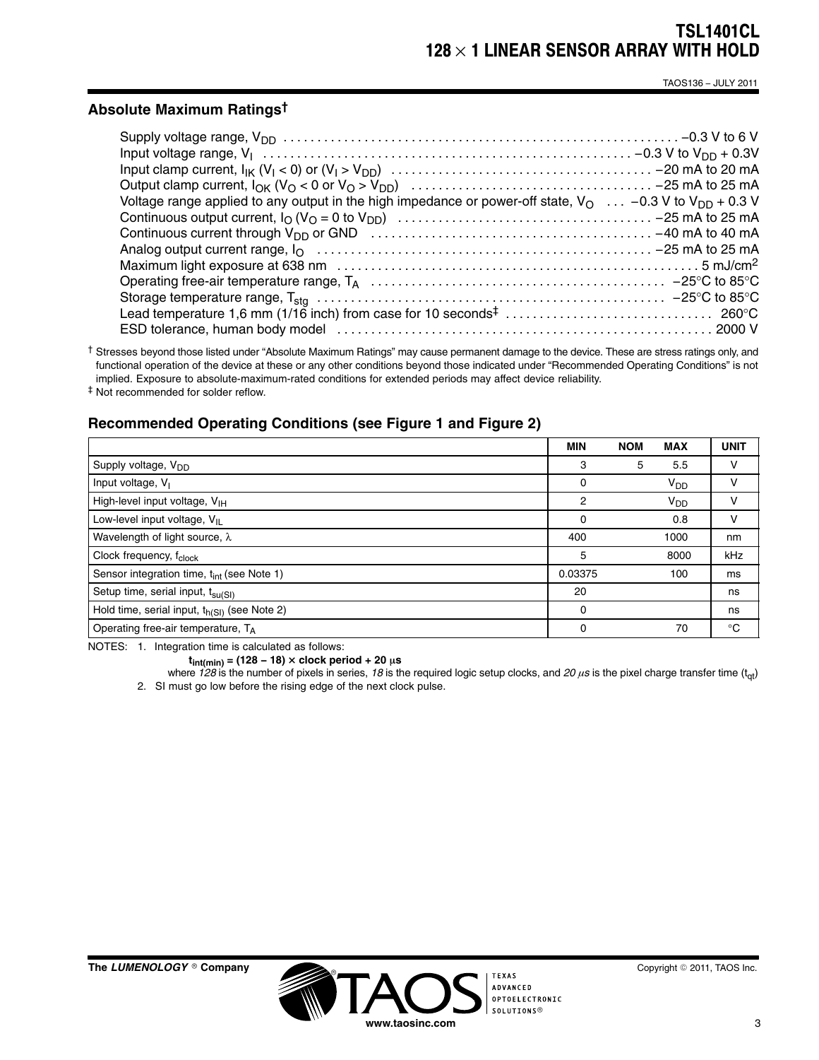## Absolute Maximum Ratings†

Supply voltage range, $V_{DD}$ . . . . . . . . . . . . . . . . . . . . . . . . . . . . . . . . . . . . . . . . . . . . . . . . . . . . . . . . . . . −0.3 V to 6 V
Input voltage range, $V_I$ . . . . . . . . . . . . . . . . . . . . . . . . . . . . . . . . . . . . . . . . . . . . . . . . . . . . . . . −0.3 V to $V_{DD}$ + 0.3V
Input clamp current, $I_{IK}$ ($V_I$ < 0) or ($V_I$ > $V_{DD}$) . . . . . . . . . . . . . . . . . . . . . . . . . . . . . . . . . . . . . . −20 mA to 20 mA
Output clamp current, $I_{OK}$ ($V_O$ < 0 or $V_O$ > $V_{DD}$) . . . . . . . . . . . . . . . . . . . . . . . . . . . . . . . . . . . −25 mA to 25 mA
Voltage range applied to any output in the high impedance or power-off state, $V_O$ . . . −0.3 V to $V_{DD}$ + 0.3 V
Continuous output current, $I_O$ ($V_O$ = 0 to $V_{DD}$) . . . . . . . . . . . . . . . . . . . . . . . . . . . . . . . . . . . . . −25 mA to 25 mA
Continuous current through $V_{DD}$ or GND . . . . . . . . . . . . . . . . . . . . . . . . . . . . . . . . . . . . . . . . −40 mA to 40 mA
Analog output current range, $I_O$ . . . . . . . . . . . . . . . . . . . . . . . . . . . . . . . . . . . . . . . . . . . . . . . . −25 mA to 25 mA
Maximum light exposure at 638 nm . . . . . . . . . . . . . . . . . . . . . . . . . . . . . . . . . . . . . . . . . . . . . . . . . . . . 5 mJ/cm$^2$
Operating free-air temperature range, $T_A$ . . . . . . . . . . . . . . . . . . . . . . . . . . . . . . . . . . . . . . . . . . . −25°C to 85°C
Storage temperature range, $T_{stg}$ . . . . . . . . . . . . . . . . . . . . . . . . . . . . . . . . . . . . . . . . . . . . . . . . . . . −25°C to 85°C
Lead temperature 1,6 mm (1/16 inch) from case for 10 seconds‡ . . . . . . . . . . . . . . . . . . . . . . . . . . . . . . 260°C
ESD tolerance, human body model . . . . . . . . . . . . . . . . . . . . . . . . . . . . . . . . . . . . . . . . . . . . . . . . . . . . . 2000 V

† Stresses beyond those listed under "Absolute Maximum Ratings" may cause permanent damage to the device. These are stress ratings only, and functional operation of the device at these or any other conditions beyond those indicated under "Recommended Operating Conditions" is not implied. Exposure to absolute-maximum-rated conditions for extended periods may affect device reliability.
‡ Not recommended for solder reflow.

## Recommended Operating Conditions (see Figure 1 and Figure 2)

| | MIN | NOM | MAX | UNIT |
|---|---|---|---|---|
| Supply voltage, $V_{DD}$ | 3 | 5 | 5.5 | V |
| Input voltage, $V_I$ | 0 | | $V_{DD}$ | V |
| High-level input voltage, $V_{IH}$ | 2 | | $V_{DD}$ | V |
| Low-level input voltage, $V_{IL}$ | 0 | | 0.8 | V |
| Wavelength of light source, λ | 400 | | 1000 | nm |
| Clock frequency, $f_{clock}$ | 5 | | 8000 | kHz |
| Sensor integration time, $t_{int}$ (see Note 1) | 0.03375 | | 100 | ms |
| Setup time, serial input, $t_{su(SI)}$ | 20 | | | ns |
| Hold time, serial input, $t_{h(SI)}$ (see Note 2) | 0 | | | ns |
| Operating free-air temperature, $T_A$ | 0 | | 70 | °C |

NOTES: 1. Integration time is calculated as follows:

$$\mathbf{t_{int(min)} = (128 - 18) \times clock\ period + 20\ \mu s}$$

where *128* is the number of pixels in series, *18* is the required logic setup clocks, and *20 μs* is the pixel charge transfer time ($t_{qt}$)

2. SI must go low before the rising edge of the next clock pulse.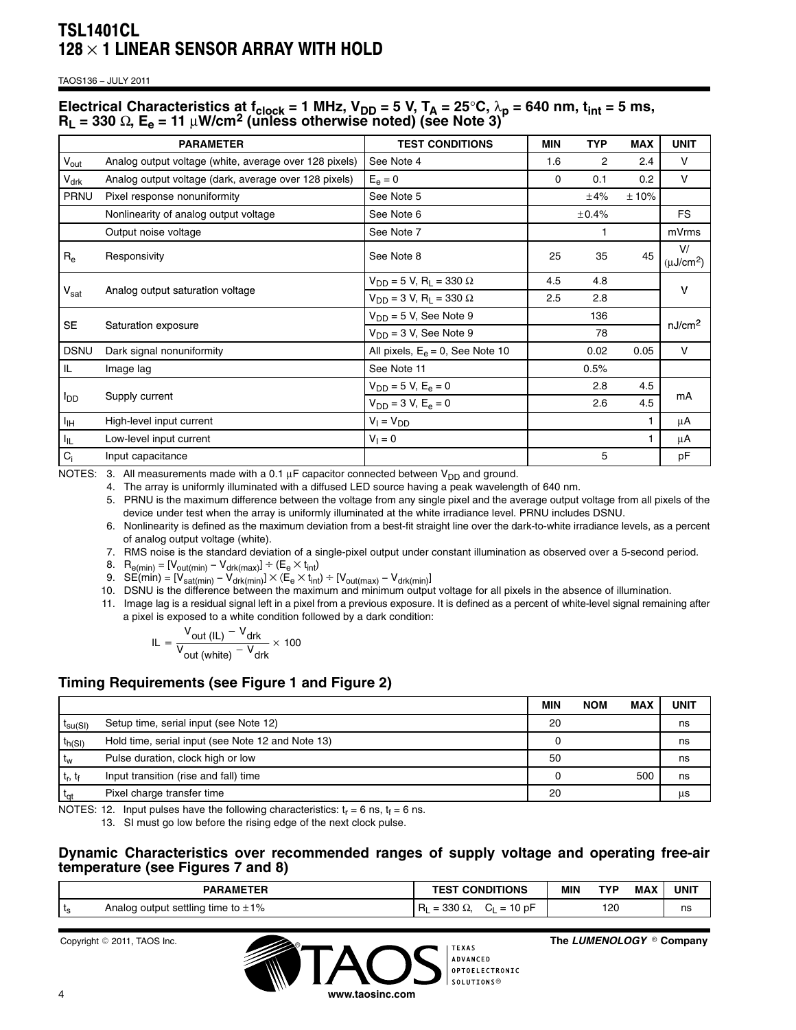# TSL1401CL
# 128 × 1 LINEAR SENSOR ARRAY WITH HOLD

TAOS136 – JULY 2011

## Electrical Characteristics at $f_{clock}$ = 1 MHz, $V_{DD}$ = 5 V, $T_A$ = 25°C, $\lambda_p$ = 640 nm, $t_{int}$ = 5 ms, $R_L$ = 330 Ω, $E_e$ = 11 μW/cm² (unless otherwise noted) (see Note 3)

| | PARAMETER | TEST CONDITIONS | MIN | TYP | MAX | UNIT |
|---|---|---|---|---|---|---|
| $V_{out}$ | Analog output voltage (white, average over 128 pixels) | See Note 4 | 1.6 | 2 | 2.4 | V |
| $V_{drk}$ | Analog output voltage (dark, average over 128 pixels) | $E_e = 0$ | 0 | 0.1 | 0.2 | V |
| PRNU | Pixel response nonuniformity | See Note 5 | | ±4% | ±10% | |
| | Nonlinearity of analog output voltage | See Note 6 | | ±0.4% | | FS |
| | Output noise voltage | See Note 7 | | 1 | | mVrms |
| $R_e$ | Responsivity | See Note 8 | 25 | 35 | 45 | V/(μJ/cm²) |
| $V_{sat}$ | Analog output saturation voltage | $V_{DD}$ = 5 V, $R_L$ = 330 Ω | 4.5 | 4.8 | | V |
| | | $V_{DD}$ = 3 V, $R_L$ = 330 Ω | 2.5 | 2.8 | | |
| SE | Saturation exposure | $V_{DD}$ = 5 V, See Note 9 | | 136 | | nJ/cm² |
| | | $V_{DD}$ = 3 V, See Note 9 | | 78 | | |
| DSNU | Dark signal nonuniformity | All pixels, $E_e = 0$, See Note 10 | | 0.02 | 0.05 | V |
| IL | Image lag | See Note 11 | | 0.5% | | |
| $I_{DD}$ | Supply current | $V_{DD}$ = 5 V, $E_e = 0$ | | 2.8 | 4.5 | mA |
| | | $V_{DD}$ = 3 V, $E_e = 0$ | | 2.6 | 4.5 | |
| $I_{IH}$ | High-level input current | $V_I = V_{DD}$ | | | 1 | μA |
| $I_{IL}$ | Low-level input current | $V_I = 0$ | | | 1 | μA |
| $C_i$ | Input capacitance | | | 5 | | pF |

NOTES:
3. All measurements made with a 0.1 μF capacitor connected between $V_{DD}$ and ground.
4. The array is uniformly illuminated with a diffused LED source having a peak wavelength of 640 nm.
5. PRNU is the maximum difference between the voltage from any single pixel and the average output voltage from all pixels of the device under test when the array is uniformly illuminated at the white irradiance level. PRNU includes DSNU.
6. Nonlinearity is defined as the maximum deviation from a best-fit straight line over the dark-to-white irradiance levels, as a percent of analog output voltage (white).
7. RMS noise is the standard deviation of a single-pixel output under constant illumination as observed over a 5-second period.
8. $R_{e(min)} = [V_{out(min)} - V_{drk(max)}] \div (E_e \times t_{int})$
9. $SE(min) = [V_{sat(min)} - V_{drk(min)}] \times (E_e \times t_{int}) \div [V_{out(max)} - V_{drk(min)}]$
10. DSNU is the difference between the maximum and minimum output voltage for all pixels in the absence of illumination.
11. Image lag is a residual signal left in a pixel from a previous exposure. It is defined as a percent of white-level signal remaining after a pixel is exposed to a white condition followed by a dark condition:

$$IL = \frac{V_{out\,(IL)} - V_{drk}}{V_{out\,(white)} - V_{drk}} \times 100$$

## Timing Requirements (see Figure 1 and Figure 2)

| | | MIN | NOM | MAX | UNIT |
|---|---|---|---|---|---|
| $t_{su(SI)}$ | Setup time, serial input (see Note 12) | 20 | | | ns |
| $t_{h(SI)}$ | Hold time, serial input (see Note 12 and Note 13) | 0 | | | ns |
| $t_w$ | Pulse duration, clock high or low | 50 | | | ns |
| $t_r$, $t_f$ | Input transition (rise and fall) time | 0 | | 500 | ns |
| $t_{qt}$ | Pixel charge transfer time | 20 | | | μs |

NOTES:
12. Input pulses have the following characteristics: $t_r$ = 6 ns, $t_f$ = 6 ns.
13. SI must go low before the rising edge of the next clock pulse.

## Dynamic Characteristics over recommended ranges of supply voltage and operating free-air temperature (see Figures 7 and 8)

| | PARAMETER | TEST CONDITIONS | MIN | TYP | MAX | UNIT |
|---|---|---|---|---|---|---|
| $t_s$ | Analog output settling time to ±1% | $R_L$ = 330 Ω, $C_L$ = 10 pF | | 120 | | ns |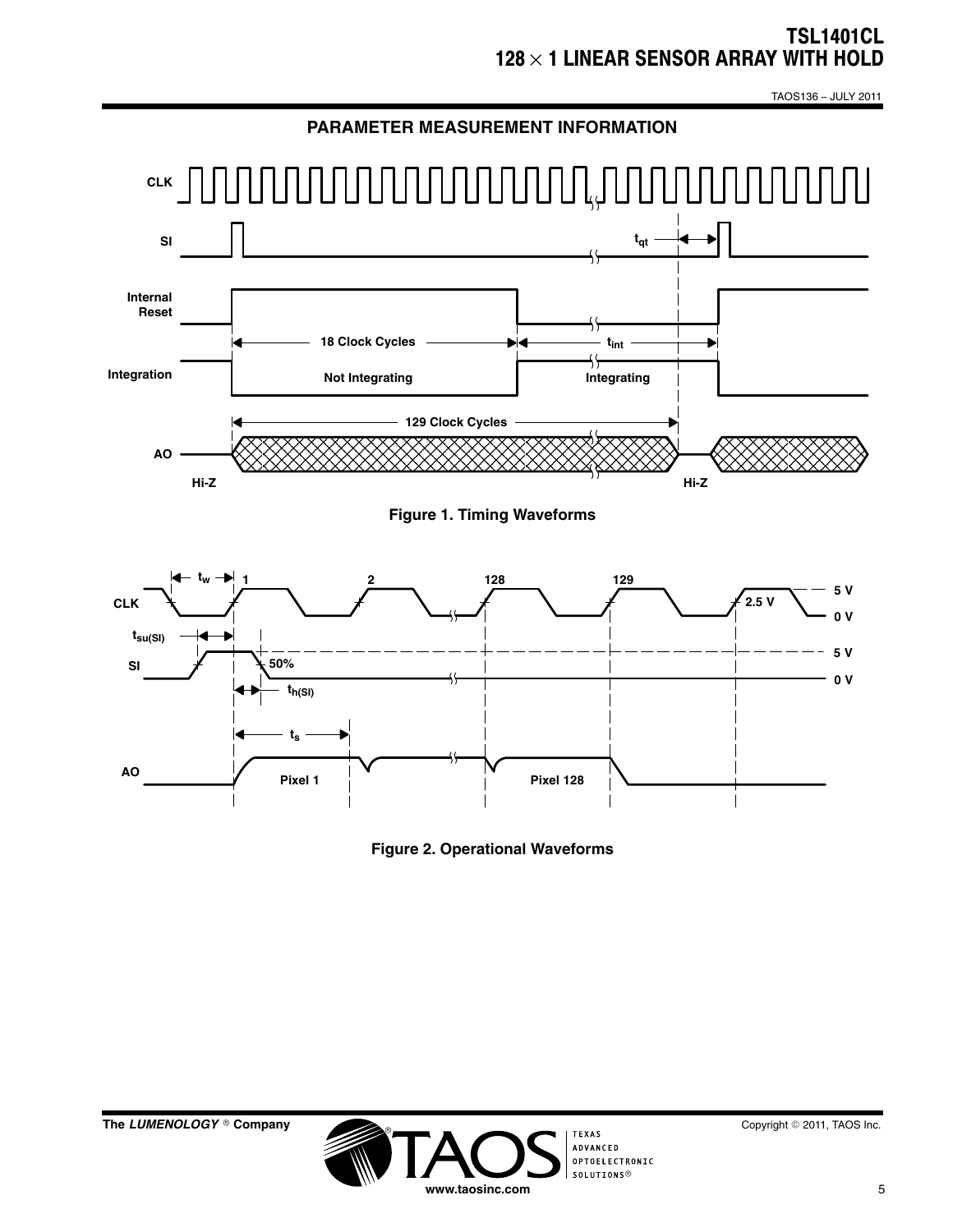## PARAMETER MEASUREMENT INFORMATION

Figure 1. Timing Waveforms

Figure 2. Operational Waveforms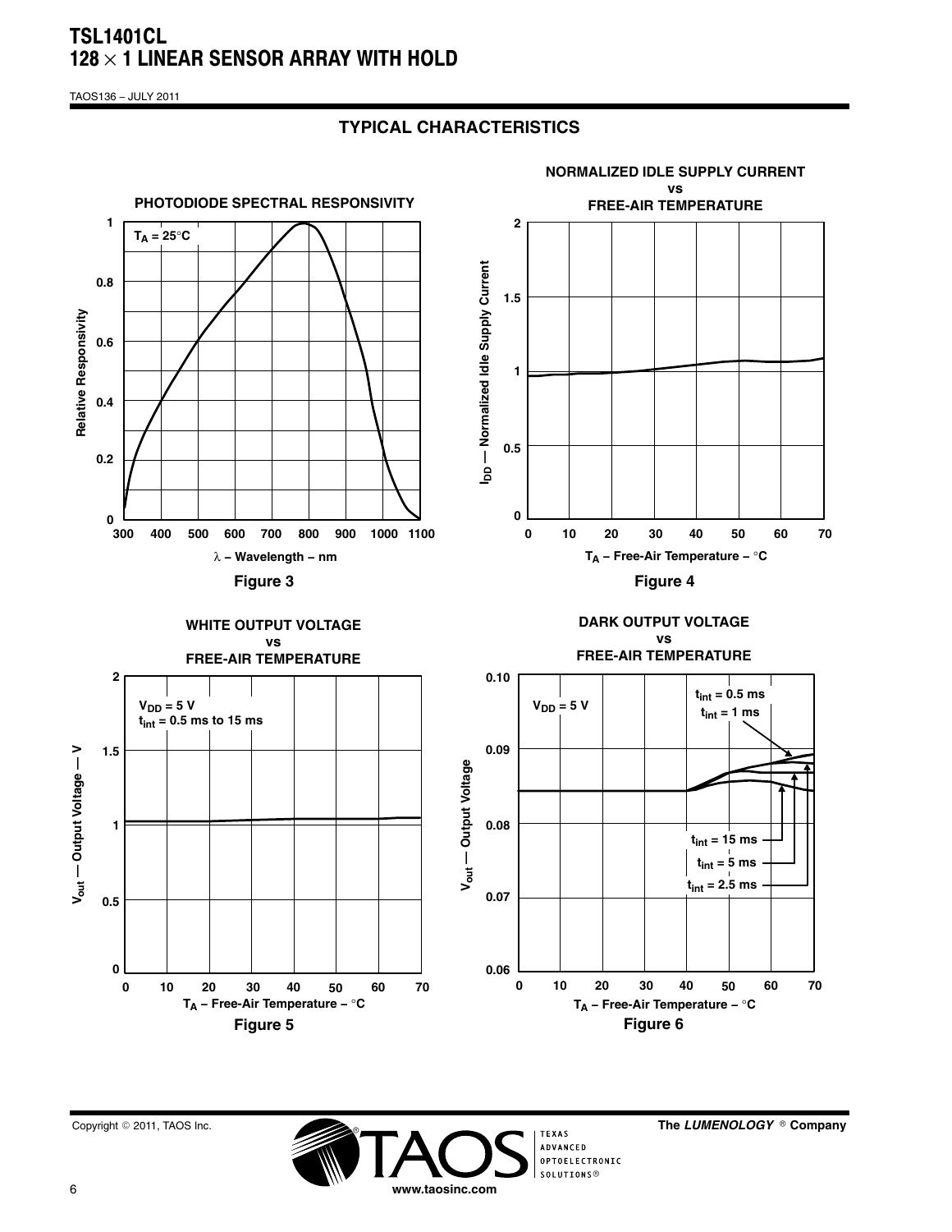## TYPICAL CHARACTERISTICS

**PHOTODIODE SPECTRAL RESPONSIVITY**

$T_A = 25°C$

Relative Responsivity

λ – Wavelength – nm

**Figure 3**

**NORMALIZED IDLE SUPPLY CURRENT vs FREE-AIR TEMPERATURE**

$I_{DD}$ — Normalized Idle Supply Current

$T_A$ – Free-Air Temperature – °C

**Figure 4**

**WHITE OUTPUT VOLTAGE vs FREE-AIR TEMPERATURE**

$V_{DD} = 5$ V

$t_{int} = 0.5$ ms to 15 ms

$V_{out}$ — Output Voltage — V

$T_A$ – Free-Air Temperature – °C

**Figure 5**

**DARK OUTPUT VOLTAGE vs FREE-AIR TEMPERATURE**

$V_{DD} = 5$ V

$t_{int} = 0.5$ ms

$t_{int} = 1$ ms

$t_{int} = 15$ ms

$t_{int} = 5$ ms

$t_{int} = 2.5$ ms

$V_{out}$ — Output Voltage

$T_A$ – Free-Air Temperature – °C

**Figure 6**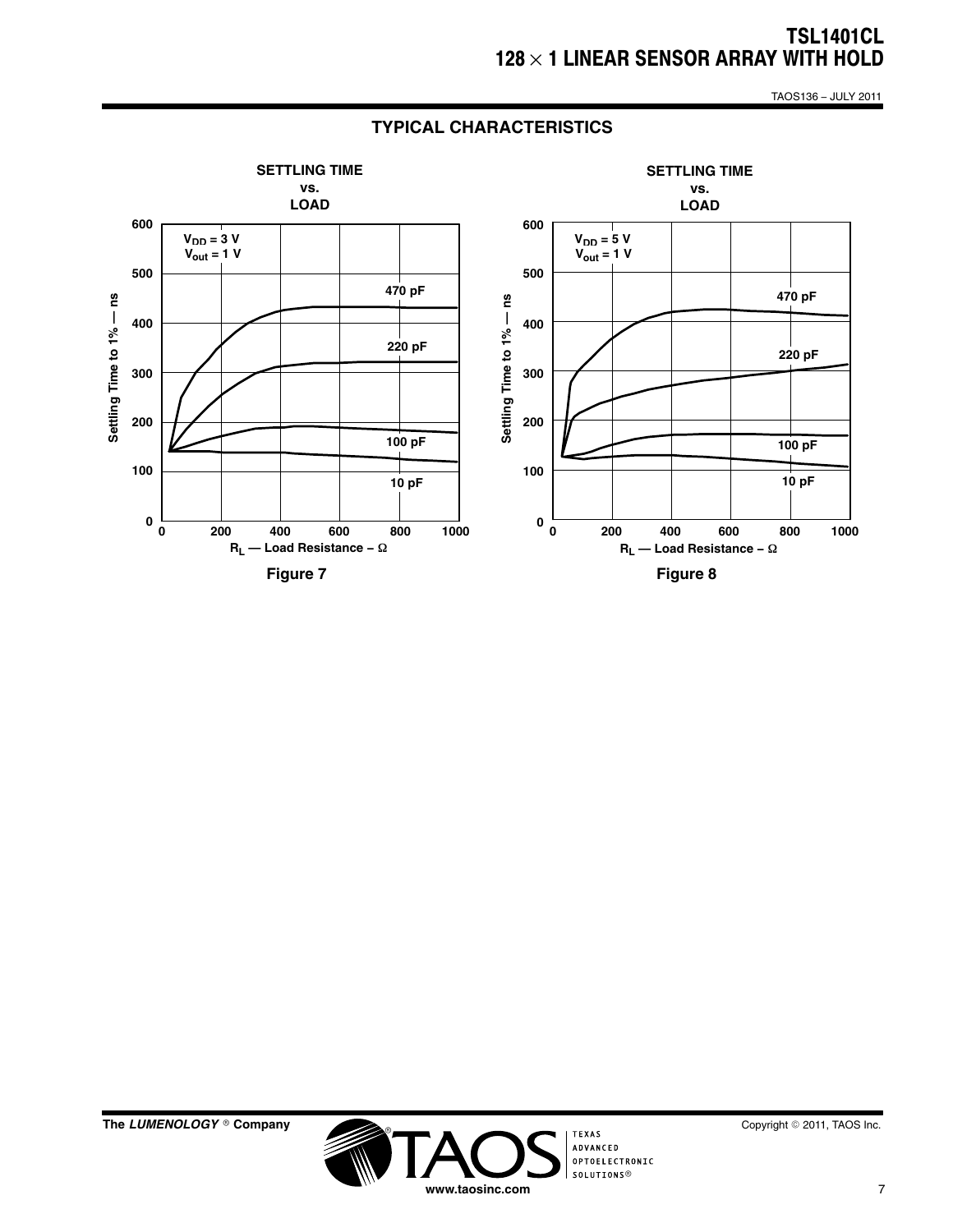## TYPICAL CHARACTERISTICS

**SETTLING TIME vs. LOAD**

$V_{DD}$ = 3 V
$V_{out}$ = 1 V

Settling Time to 1% — ns

470 pF
220 pF
100 pF
10 pF

$R_L$ — Load Resistance – Ω

**Figure 7**

**SETTLING TIME vs. LOAD**

$V_{DD}$ = 5 V
$V_{out}$ = 1 V

Settling Time to 1% — ns

470 pF
220 pF
100 pF
10 pF

$R_L$ — Load Resistance – Ω

**Figure 8**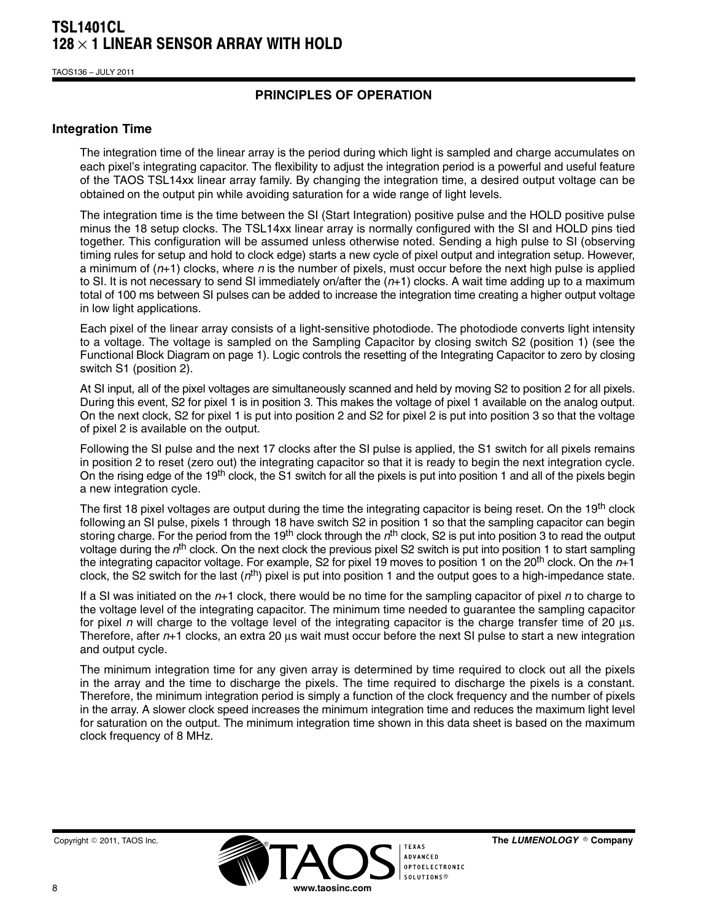## PRINCIPLES OF OPERATION

### Integration Time

The integration time of the linear array is the period during which light is sampled and charge accumulates on each pixel's integrating capacitor. The flexibility to adjust the integration period is a powerful and useful feature of the TAOS TSL14xx linear array family. By changing the integration time, a desired output voltage can be obtained on the output pin while avoiding saturation for a wide range of light levels.

The integration time is the time between the SI (Start Integration) positive pulse and the HOLD positive pulse minus the 18 setup clocks. The TSL14xx linear array is normally configured with the SI and HOLD pins tied together. This configuration will be assumed unless otherwise noted. Sending a high pulse to SI (observing timing rules for setup and hold to clock edge) starts a new cycle of pixel output and integration setup. However, a minimum of ($n$+1) clocks, where $n$ is the number of pixels, must occur before the next high pulse is applied to SI. It is not necessary to send SI immediately on/after the ($n$+1) clocks. A wait time adding up to a maximum total of 100 ms between SI pulses can be added to increase the integration time creating a higher output voltage in low light applications.

Each pixel of the linear array consists of a light-sensitive photodiode. The photodiode converts light intensity to a voltage. The voltage is sampled on the Sampling Capacitor by closing switch S2 (position 1) (see the Functional Block Diagram on page 1). Logic controls the resetting of the Integrating Capacitor to zero by closing switch S1 (position 2).

At SI input, all of the pixel voltages are simultaneously scanned and held by moving S2 to position 2 for all pixels. During this event, S2 for pixel 1 is in position 3. This makes the voltage of pixel 1 available on the analog output. On the next clock, S2 for pixel 1 is put into position 2 and S2 for pixel 2 is put into position 3 so that the voltage of pixel 2 is available on the output.

Following the SI pulse and the next 17 clocks after the SI pulse is applied, the S1 switch for all pixels remains in position 2 to reset (zero out) the integrating capacitor so that it is ready to begin the next integration cycle. On the rising edge of the 19th clock, the S1 switch for all the pixels is put into position 1 and all of the pixels begin a new integration cycle.

The first 18 pixel voltages are output during the time the integrating capacitor is being reset. On the 19th clock following an SI pulse, pixels 1 through 18 have switch S2 in position 1 so that the sampling capacitor can begin storing charge. For the period from the 19th clock through the $n^{th}$ clock, S2 is put into position 3 to read the output voltage during the $n^{th}$ clock. On the next clock the previous pixel S2 switch is put into position 1 to start sampling the integrating capacitor voltage. For example, S2 for pixel 19 moves to position 1 on the 20th clock. On the $n$+1 clock, the S2 switch for the last ($n^{th}$) pixel is put into position 1 and the output goes to a high-impedance state.

If a SI was initiated on the $n$+1 clock, there would be no time for the sampling capacitor of pixel $n$ to charge to the voltage level of the integrating capacitor. The minimum time needed to guarantee the sampling capacitor for pixel $n$ will charge to the voltage level of the integrating capacitor is the charge transfer time of 20 µs. Therefore, after $n$+1 clocks, an extra 20 µs wait must occur before the next SI pulse to start a new integration and output cycle.

The minimum integration time for any given array is determined by time required to clock out all the pixels in the array and the time to discharge the pixels. The time required to discharge the pixels is a constant. Therefore, the minimum integration period is simply a function of the clock frequency and the number of pixels in the array. A slower clock speed increases the minimum integration time and reduces the maximum light level for saturation on the output. The minimum integration time shown in this data sheet is based on the maximum clock frequency of 8 MHz.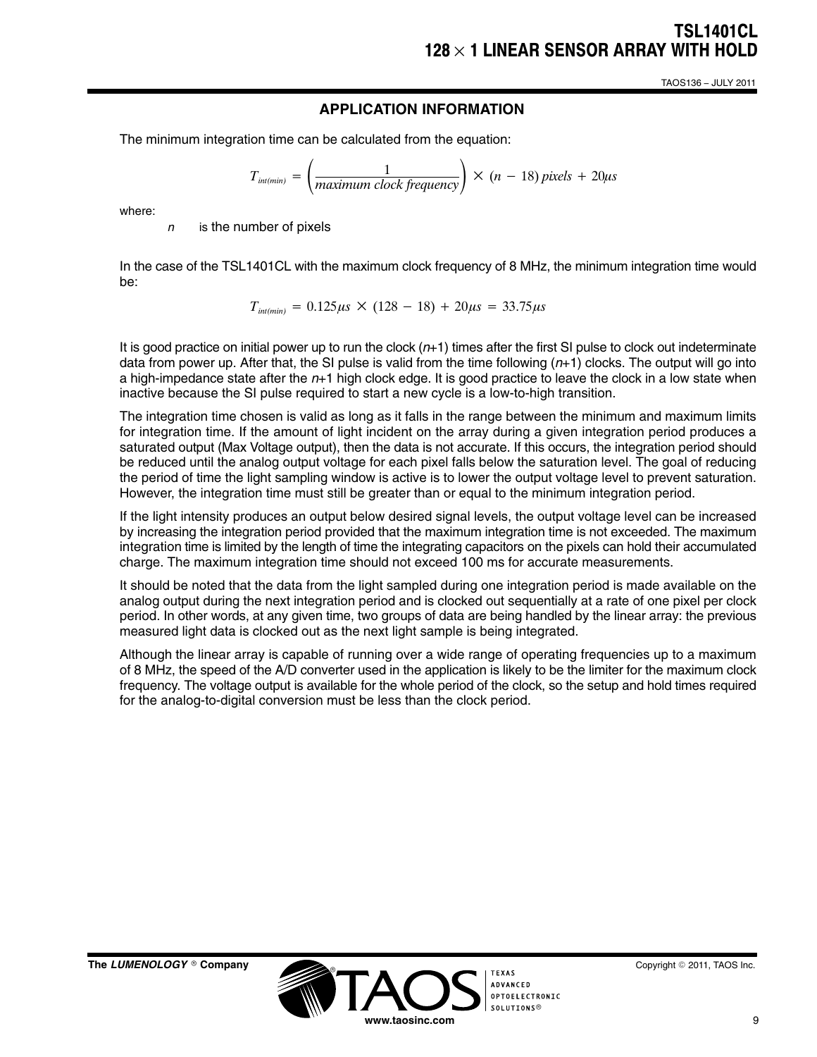## APPLICATION INFORMATION

The minimum integration time can be calculated from the equation:

$$T_{int(min)} = \left(\frac{1}{maximum\ clock\ frequency}\right) \times (n - 18)\ pixels + 20\mu s$$

where:

$n$ is the number of pixels

In the case of the TSL1401CL with the maximum clock frequency of 8 MHz, the minimum integration time would be:

$$T_{int(min)} = 0.125\mu s \times (128 - 18) + 20\mu s = 33.75\mu s$$

It is good practice on initial power up to run the clock ($n$+1) times after the first SI pulse to clock out indeterminate data from power up. After that, the SI pulse is valid from the time following ($n$+1) clocks. The output will go into a high-impedance state after the $n$+1 high clock edge. It is good practice to leave the clock in a low state when inactive because the SI pulse required to start a new cycle is a low-to-high transition.

The integration time chosen is valid as long as it falls in the range between the minimum and maximum limits for integration time. If the amount of light incident on the array during a given integration period produces a saturated output (Max Voltage output), then the data is not accurate. If this occurs, the integration period should be reduced until the analog output voltage for each pixel falls below the saturation level. The goal of reducing the period of time the light sampling window is active is to lower the output voltage level to prevent saturation. However, the integration time must still be greater than or equal to the minimum integration period.

If the light intensity produces an output below desired signal levels, the output voltage level can be increased by increasing the integration period provided that the maximum integration time is not exceeded. The maximum integration time is limited by the length of time the integrating capacitors on the pixels can hold their accumulated charge. The maximum integration time should not exceed 100 ms for accurate measurements.

It should be noted that the data from the light sampled during one integration period is made available on the analog output during the next integration period and is clocked out sequentially at a rate of one pixel per clock period. In other words, at any given time, two groups of data are being handled by the linear array: the previous measured light data is clocked out as the next light sample is being integrated.

Although the linear array is capable of running over a wide range of operating frequencies up to a maximum of 8 MHz, the speed of the A/D converter used in the application is likely to be the limiter for the maximum clock frequency. The voltage output is available for the whole period of the clock, so the setup and hold times required for the analog-to-digital conversion must be less than the clock period.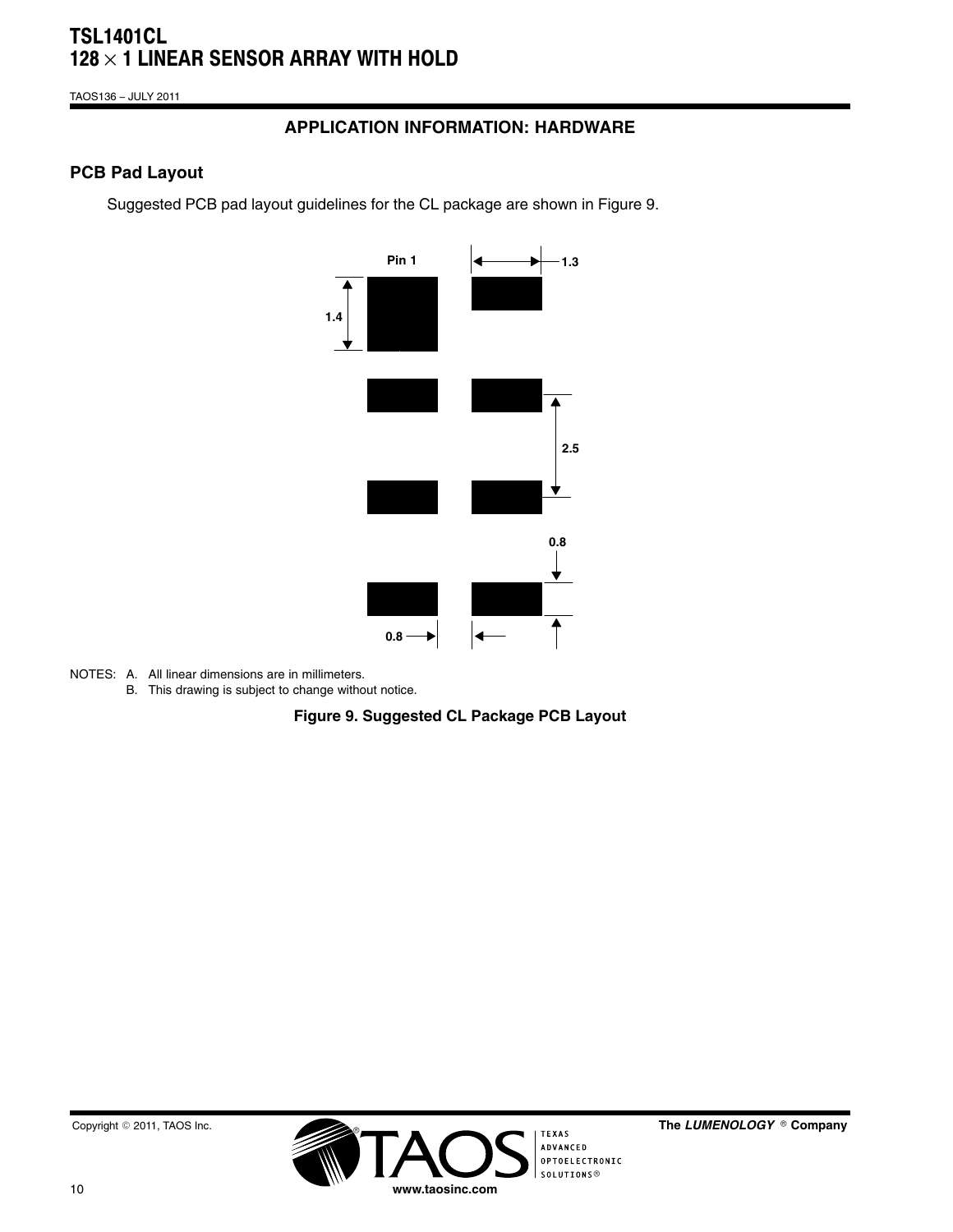## APPLICATION INFORMATION: HARDWARE

### PCB Pad Layout

Suggested PCB pad layout guidelines for the CL package are shown in Figure 9.

NOTES: A. All linear dimensions are in millimeters.
B. This drawing is subject to change without notice.

**Figure 9. Suggested CL Package PCB Layout**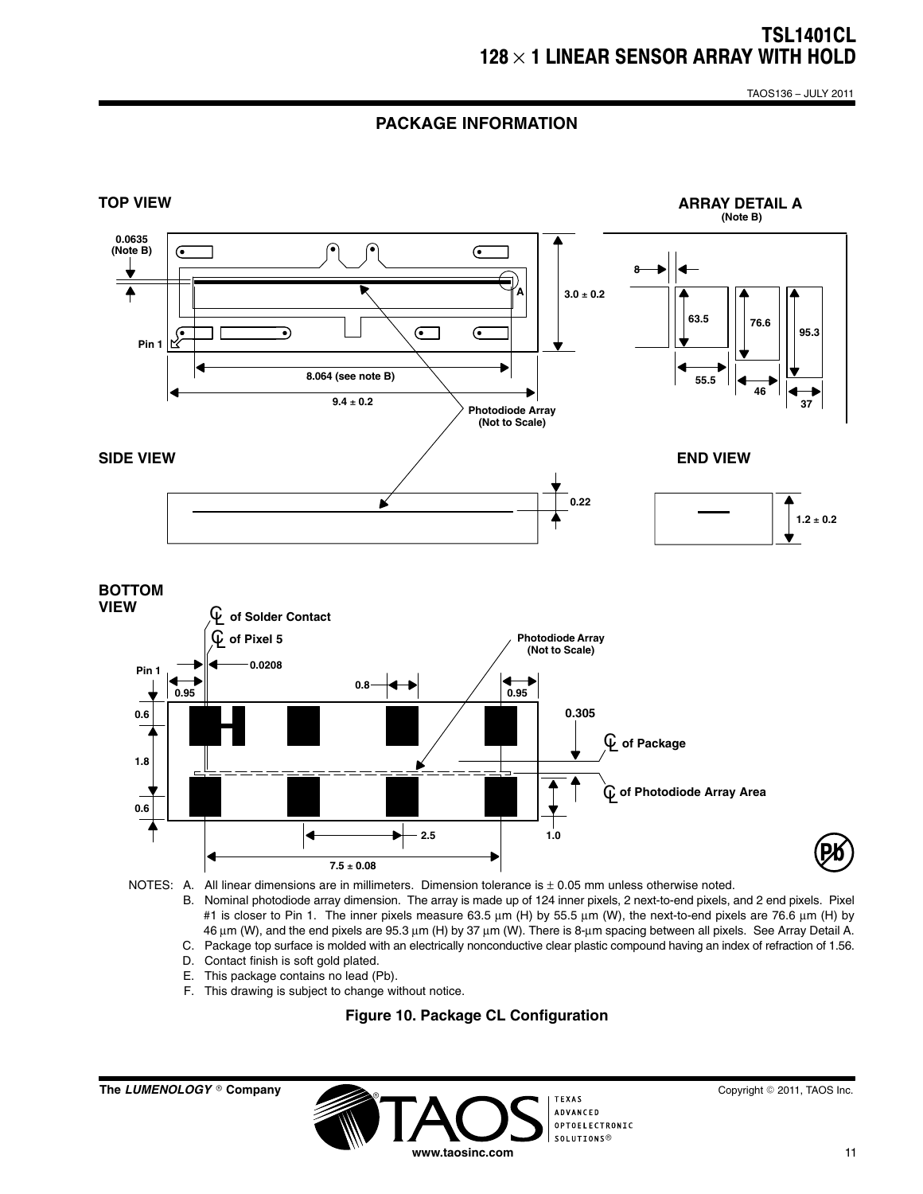## PACKAGE INFORMATION

TOP VIEW

ARRAY DETAIL A (Note B)

SIDE VIEW

END VIEW

BOTTOM VIEW

NOTES:
- A. All linear dimensions are in millimeters. Dimension tolerance is ± 0.05 mm unless otherwise noted.
- B. Nominal photodiode array dimension. The array is made up of 124 inner pixels, 2 next-to-end pixels, and 2 end pixels. Pixel #1 is closer to Pin 1. The inner pixels measure 63.5 μm (H) by 55.5 μm (W), the next-to-end pixels are 76.6 μm (H) by 46 μm (W), and the end pixels are 95.3 μm (H) by 37 μm (W). There is 8-μm spacing between all pixels. See Array Detail A.
- C. Package top surface is molded with an electrically nonconductive clear plastic compound having an index of refraction of 1.56.
- D. Contact finish is soft gold plated.
- E. This package contains no lead (Pb).
- F. This drawing is subject to change without notice.

**Figure 10. Package CL Configuration**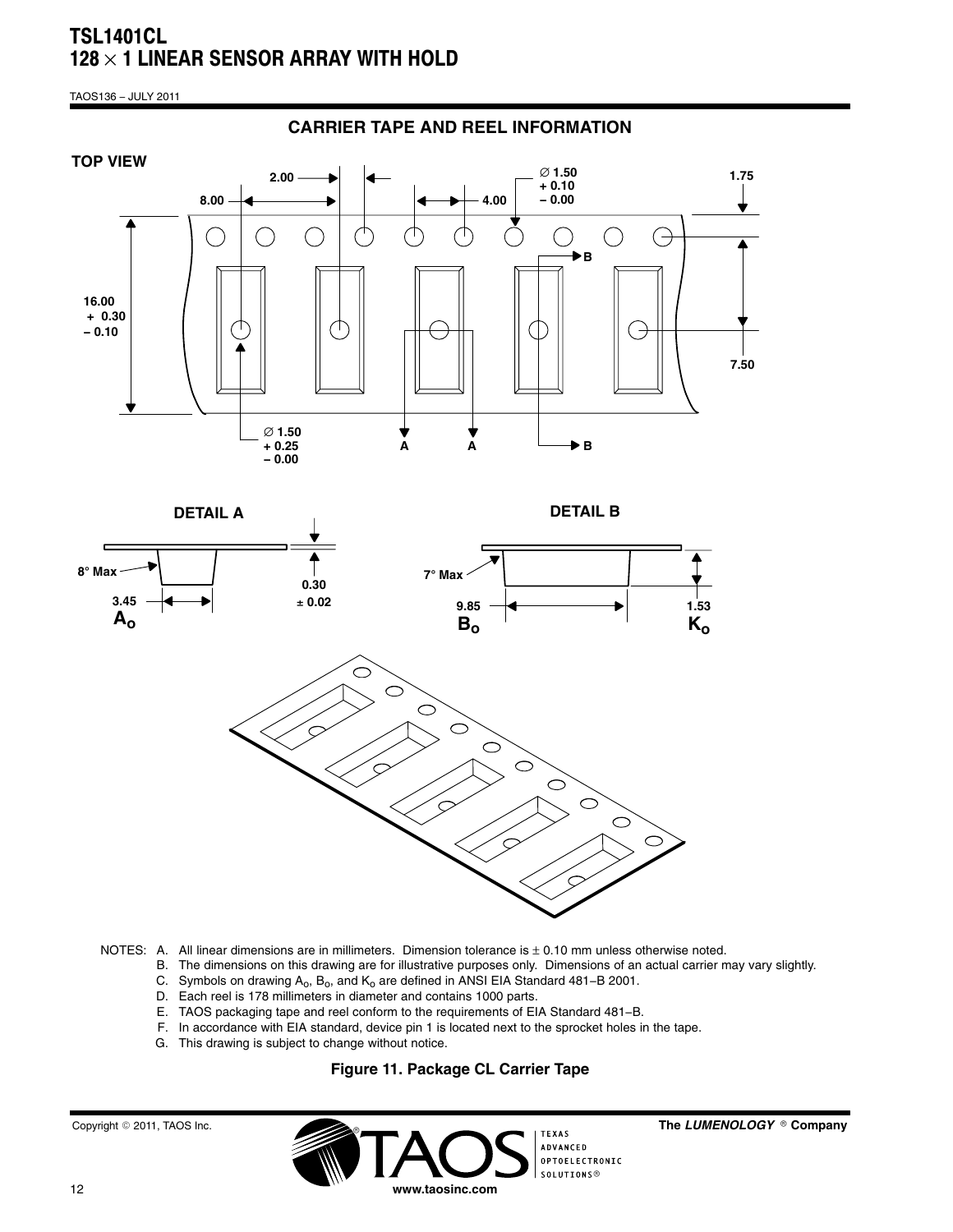## CARRIER TAPE AND REEL INFORMATION

NOTES:
A. All linear dimensions are in millimeters. Dimension tolerance is ± 0.10 mm unless otherwise noted.
B. The dimensions on this drawing are for illustrative purposes only. Dimensions of an actual carrier may vary slightly.
C. Symbols on drawing $A_o$, $B_o$, and $K_o$ are defined in ANSI EIA Standard 481−B 2001.
D. Each reel is 178 millimeters in diameter and contains 1000 parts.
E. TAOS packaging tape and reel conform to the requirements of EIA Standard 481−B.
F. In accordance with EIA standard, device pin 1 is located next to the sprocket holes in the tape.
G. This drawing is subject to change without notice.

**Figure 11. Package CL Carrier Tape**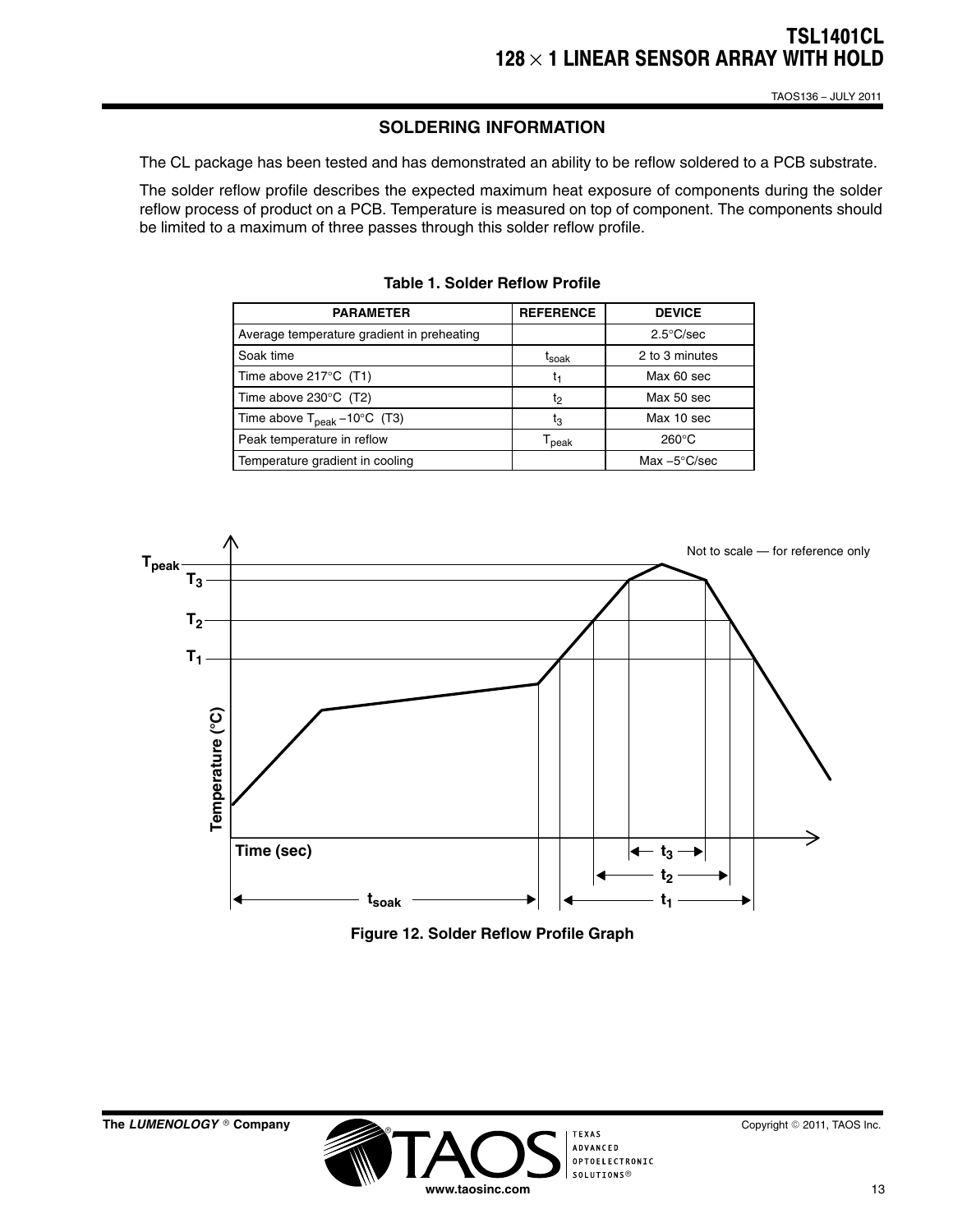## SOLDERING INFORMATION

The CL package has been tested and has demonstrated an ability to be reflow soldered to a PCB substrate.

The solder reflow profile describes the expected maximum heat exposure of components during the solder reflow process of product on a PCB. Temperature is measured on top of component. The components should be limited to a maximum of three passes through this solder reflow profile.

**Table 1. Solder Reflow Profile**

| PARAMETER | REFERENCE | DEVICE |
|---|---|---|
| Average temperature gradient in preheating | | 2.5°C/sec |
| Soak time | $t_{soak}$ | 2 to 3 minutes |
| Time above 217°C (T1) | $t_1$ | Max 60 sec |
| Time above 230°C (T2) | $t_2$ | Max 50 sec |
| Time above $T_{peak}$ −10°C (T3) | $t_3$ | Max 10 sec |
| Peak temperature in reflow | $T_{peak}$ | 260°C |
| Temperature gradient in cooling | | Max −5°C/sec |

Not to scale — for reference only

**Figure 12. Solder Reflow Profile Graph**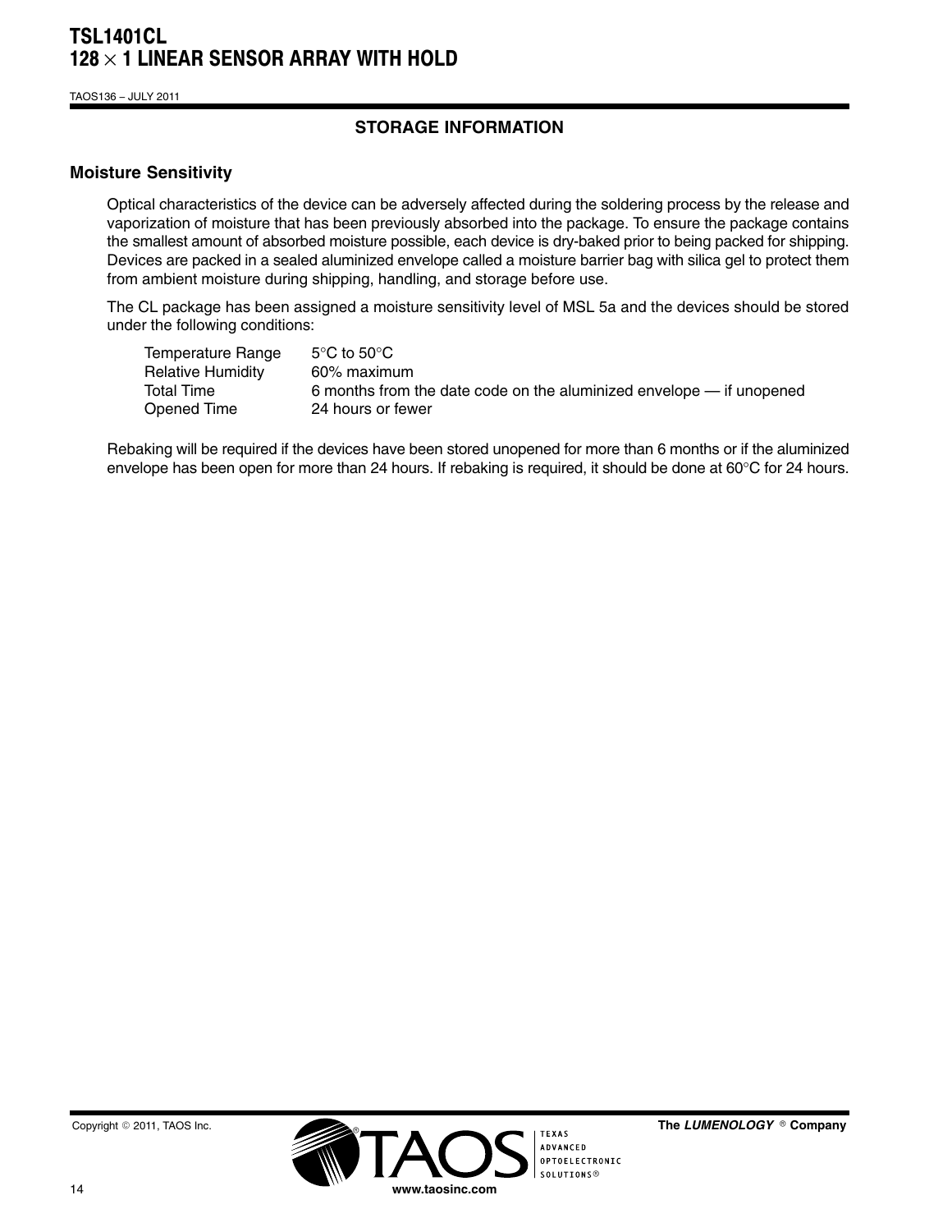## STORAGE INFORMATION

### Moisture Sensitivity

Optical characteristics of the device can be adversely affected during the soldering process by the release and vaporization of moisture that has been previously absorbed into the package. To ensure the package contains the smallest amount of absorbed moisture possible, each device is dry-baked prior to being packed for shipping. Devices are packed in a sealed aluminized envelope called a moisture barrier bag with silica gel to protect them from ambient moisture during shipping, handling, and storage before use.

The CL package has been assigned a moisture sensitivity level of MSL 5a and the devices should be stored under the following conditions:

| | |
|---|---|
| Temperature Range | 5°C to 50°C |
| Relative Humidity | 60% maximum |
| Total Time | 6 months from the date code on the aluminized envelope — if unopened |
| Opened Time | 24 hours or fewer |

Rebaking will be required if the devices have been stored unopened for more than 6 months or if the aluminized envelope has been open for more than 24 hours. If rebaking is required, it should be done at 60°C for 24 hours.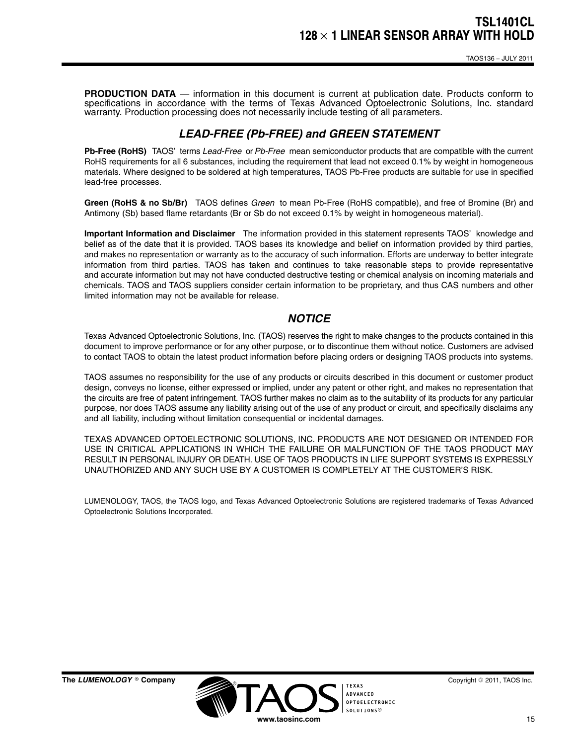**PRODUCTION DATA** — information in this document is current at publication date. Products conform to specifications in accordance with the terms of Texas Advanced Optoelectronic Solutions, Inc. standard warranty. Production processing does not necessarily include testing of all parameters.

## *LEAD-FREE (Pb-FREE) and GREEN STATEMENT*

**Pb-Free (RoHS)** TAOS' terms *Lead-Free* or *Pb-Free* mean semiconductor products that are compatible with the current RoHS requirements for all 6 substances, including the requirement that lead not exceed 0.1% by weight in homogeneous materials. Where designed to be soldered at high temperatures, TAOS Pb-Free products are suitable for use in specified lead-free processes.

**Green (RoHS & no Sb/Br)** TAOS defines *Green* to mean Pb-Free (RoHS compatible), and free of Bromine (Br) and Antimony (Sb) based flame retardants (Br or Sb do not exceed 0.1% by weight in homogeneous material).

**Important Information and Disclaimer** The information provided in this statement represents TAOS' knowledge and belief as of the date that it is provided. TAOS bases its knowledge and belief on information provided by third parties, and makes no representation or warranty as to the accuracy of such information. Efforts are underway to better integrate information from third parties. TAOS has taken and continues to take reasonable steps to provide representative and accurate information but may not have conducted destructive testing or chemical analysis on incoming materials and chemicals. TAOS and TAOS suppliers consider certain information to be proprietary, and thus CAS numbers and other limited information may not be available for release.

## *NOTICE*

Texas Advanced Optoelectronic Solutions, Inc. (TAOS) reserves the right to make changes to the products contained in this document to improve performance or for any other purpose, or to discontinue them without notice. Customers are advised to contact TAOS to obtain the latest product information before placing orders or designing TAOS products into systems.

TAOS assumes no responsibility for the use of any products or circuits described in this document or customer product design, conveys no license, either expressed or implied, under any patent or other right, and makes no representation that the circuits are free of patent infringement. TAOS further makes no claim as to the suitability of its products for any particular purpose, nor does TAOS assume any liability arising out of the use of any product or circuit, and specifically disclaims any and all liability, including without limitation consequential or incidental damages.

TEXAS ADVANCED OPTOELECTRONIC SOLUTIONS, INC. PRODUCTS ARE NOT DESIGNED OR INTENDED FOR USE IN CRITICAL APPLICATIONS IN WHICH THE FAILURE OR MALFUNCTION OF THE TAOS PRODUCT MAY RESULT IN PERSONAL INJURY OR DEATH. USE OF TAOS PRODUCTS IN LIFE SUPPORT SYSTEMS IS EXPRESSLY UNAUTHORIZED AND ANY SUCH USE BY A CUSTOMER IS COMPLETELY AT THE CUSTOMER'S RISK.

LUMENOLOGY, TAOS, the TAOS logo, and Texas Advanced Optoelectronic Solutions are registered trademarks of Texas Advanced Optoelectronic Solutions Incorporated.